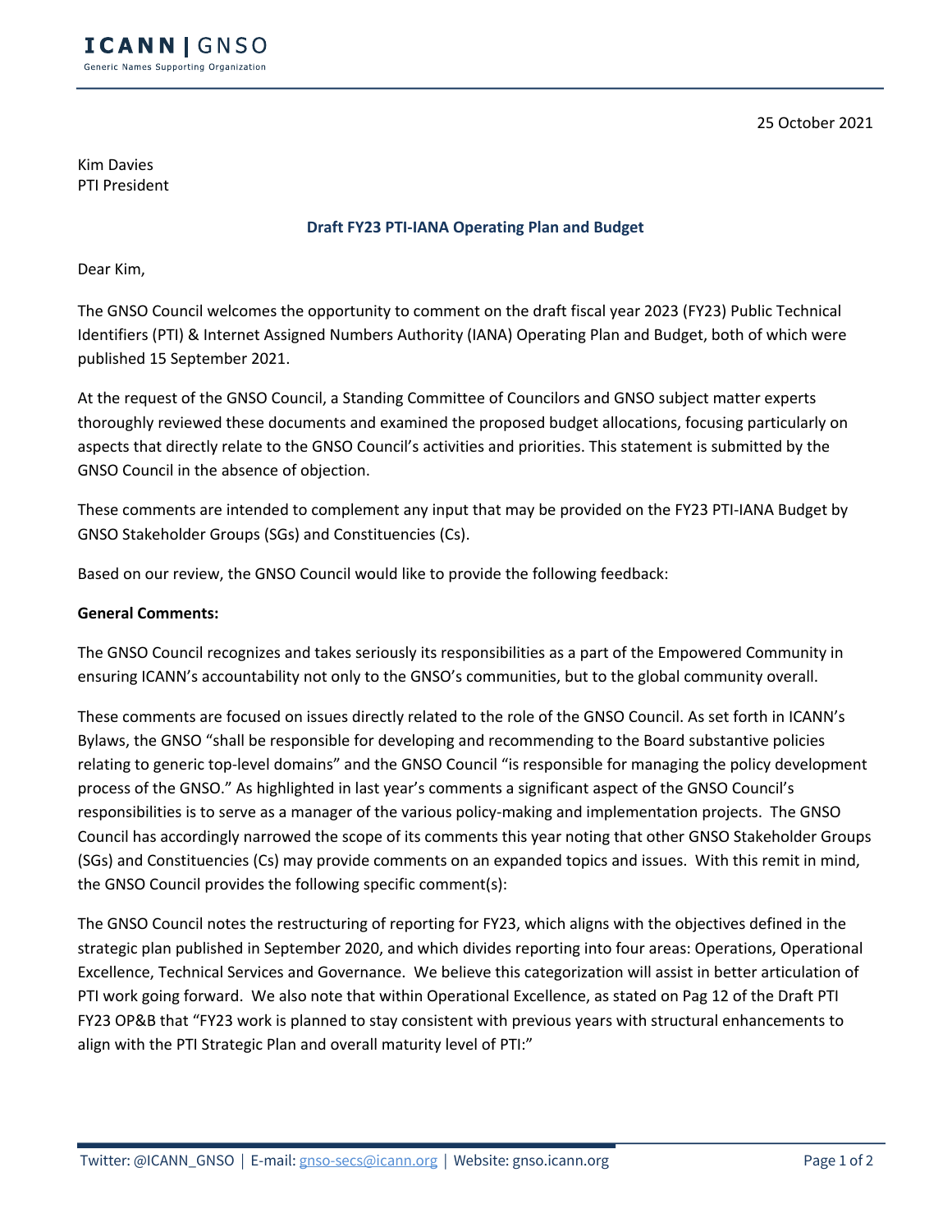**ICANN | GNSO**
Generic Names Supporting Organization

25 October 2021

Kim Davies
PTI President

**Draft FY23 PTI-IANA Operating Plan and Budget**

Dear Kim,

The GNSO Council welcomes the opportunity to comment on the draft fiscal year 2023 (FY23) Public Technical Identifiers (PTI) & Internet Assigned Numbers Authority (IANA) Operating Plan and Budget, both of which were published 15 September 2021.

At the request of the GNSO Council, a Standing Committee of Councilors and GNSO subject matter experts thoroughly reviewed these documents and examined the proposed budget allocations, focusing particularly on aspects that directly relate to the GNSO Council's activities and priorities. This statement is submitted by the GNSO Council in the absence of objection.

These comments are intended to complement any input that may be provided on the FY23 PTI-IANA Budget by GNSO Stakeholder Groups (SGs) and Constituencies (Cs).

Based on our review, the GNSO Council would like to provide the following feedback:

**General Comments:**

The GNSO Council recognizes and takes seriously its responsibilities as a part of the Empowered Community in ensuring ICANN's accountability not only to the GNSO's communities, but to the global community overall.

These comments are focused on issues directly related to the role of the GNSO Council. As set forth in ICANN's Bylaws, the GNSO "shall be responsible for developing and recommending to the Board substantive policies relating to generic top-level domains" and the GNSO Council "is responsible for managing the policy development process of the GNSO." As highlighted in last year's comments a significant aspect of the GNSO Council's responsibilities is to serve as a manager of the various policy-making and implementation projects. The GNSO Council has accordingly narrowed the scope of its comments this year noting that other GNSO Stakeholder Groups (SGs) and Constituencies (Cs) may provide comments on an expanded topics and issues. With this remit in mind, the GNSO Council provides the following specific comment(s):

The GNSO Council notes the restructuring of reporting for FY23, which aligns with the objectives defined in the strategic plan published in September 2020, and which divides reporting into four areas: Operations, Operational Excellence, Technical Services and Governance. We believe this categorization will assist in better articulation of PTI work going forward. We also note that within Operational Excellence, as stated on Pag 12 of the Draft PTI FY23 OP&B that "FY23 work is planned to stay consistent with previous years with structural enhancements to align with the PTI Strategic Plan and overall maturity level of PTI:"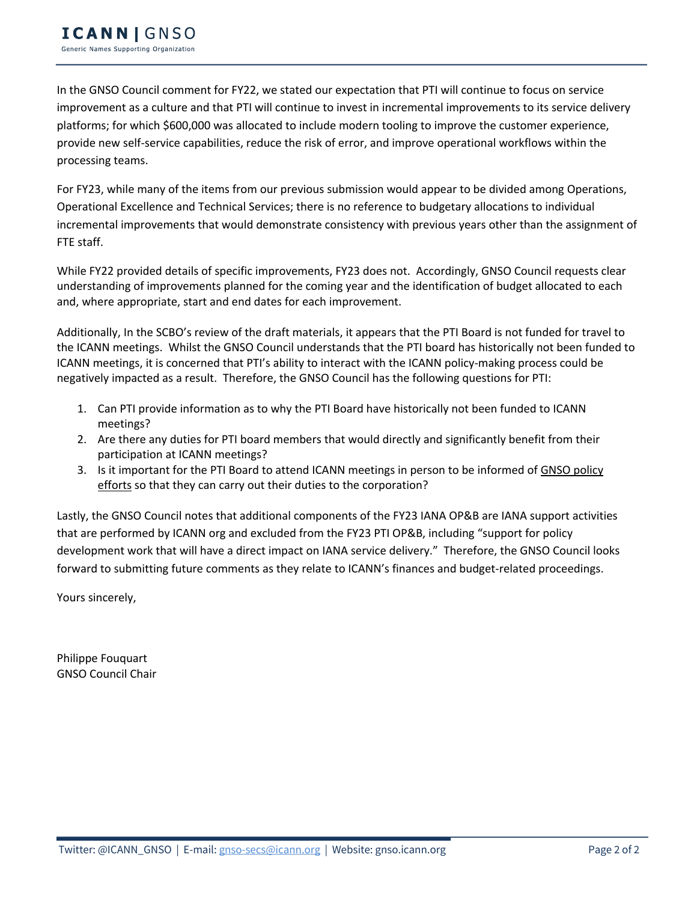In the GNSO Council comment for FY22, we stated our expectation that PTI will continue to focus on service improvement as a culture and that PTI will continue to invest in incremental improvements to its service delivery platforms; for which $600,000 was allocated to include modern tooling to improve the customer experience, provide new self-service capabilities, reduce the risk of error, and improve operational workflows within the processing teams.

For FY23, while many of the items from our previous submission would appear to be divided among Operations, Operational Excellence and Technical Services; there is no reference to budgetary allocations to individual incremental improvements that would demonstrate consistency with previous years other than the assignment of FTE staff.

While FY22 provided details of specific improvements, FY23 does not. Accordingly, GNSO Council requests clear understanding of improvements planned for the coming year and the identification of budget allocated to each and, where appropriate, start and end dates for each improvement.

Additionally, In the SCBO's review of the draft materials, it appears that the PTI Board is not funded for travel to the ICANN meetings. Whilst the GNSO Council understands that the PTI board has historically not been funded to ICANN meetings, it is concerned that PTI's ability to interact with the ICANN policy-making process could be negatively impacted as a result. Therefore, the GNSO Council has the following questions for PTI:

1. Can PTI provide information as to why the PTI Board have historically not been funded to ICANN meetings?
2. Are there any duties for PTI board members that would directly and significantly benefit from their participation at ICANN meetings?
3. Is it important for the PTI Board to attend ICANN meetings in person to be informed of GNSO policy efforts so that they can carry out their duties to the corporation?

Lastly, the GNSO Council notes that additional components of the FY23 IANA OP&B are IANA support activities that are performed by ICANN org and excluded from the FY23 PTI OP&B, including "support for policy development work that will have a direct impact on IANA service delivery." Therefore, the GNSO Council looks forward to submitting future comments as they relate to ICANN's finances and budget-related proceedings.

Yours sincerely,

Philippe Fouquart
GNSO Council Chair